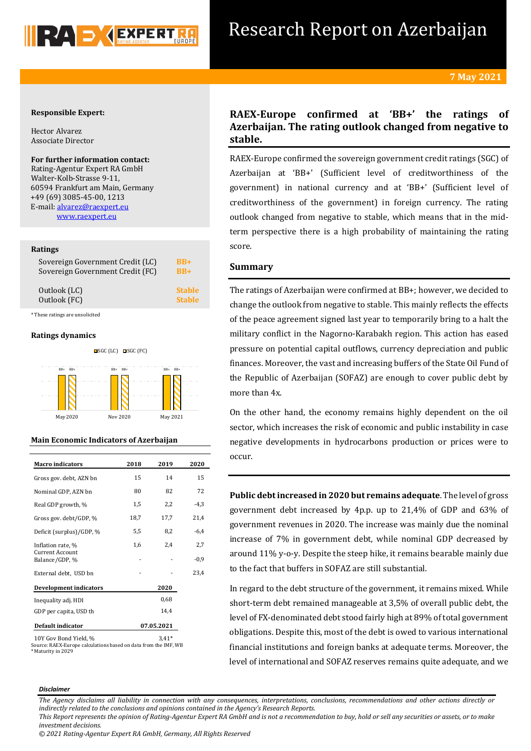# Research Report on Azerbaijan

**7 May 2021**

**Responsible Expert:**

Hector Alvarez
Associate Director

**For further information contact:**
Rating-Agentur Expert RA GmbH
Walter-Kolb-Strasse 9-11,
60594 Frankfurt am Main, Germany
+49 (69) 3085-45-00, 1213
E-mail: alvarez@raexpert.eu
www.raexpert.eu

**Ratings**

| | |
|---|---|
| Sovereign Government Credit (LC) | BB+ |
| Sovereign Government Credit (FC) | BB+ |
| Outlook (LC) | Stable |
| Outlook (FC) | Stable |

*These ratings are unsolicited

**Ratings dynamics**

| | May 2020 | Nov 2020 | May 2021 |
|---|---|---|---|
| SGC (LC) | BB+ | BB+ | BB+ |
| SGC (FC) | BB+ | BB+ | BB+ |

**Main Economic Indicators of Azerbaijan**

| Macro indicators | 2018 | 2019 | 2020 |
|---|---|---|---|
| Gross gov. debt, AZN bn | 15 | 14 | 15 |
| Nominal GDP, AZN bn | 80 | 82 | 72 |
| Real GDP growth, % | 1,5 | 2,2 | -4,3 |
| Gross gov. debt/GDP, % | 18,7 | 17,7 | 21,4 |
| Deficit (surplus)/GDP, % | 5,5 | 8,2 | -6,4 |
| Inflation rate, % | 1,6 | 2,4 | 2,7 |
| Current Account Balance/GDP, % | - | - | -0,9 |
| External debt, USD bn | - | - | 23,4 |
| **Development indicators** | | **2020** | |
| Inequality adj. HDI | | 0,68 | |
| GDP per capita, USD th | | 14,4 | |
| **Default indicator** | | **07.05.2021** | |
| 10Y Gov Bond Yield, % | | 3,41* | |

Source: RAEX-Europe calculations based on data from the IMF, WB
*Maturity in 2029

## RAEX-Europe confirmed at 'BB+' the ratings of Azerbaijan. The rating outlook changed from negative to stable.

RAEX-Europe confirmed the sovereign government credit ratings (SGC) of Azerbaijan at 'BB+' (Sufficient level of creditworthiness of the government) in national currency and at 'BB+' (Sufficient level of creditworthiness of the government) in foreign currency. The rating outlook changed from negative to stable, which means that in the mid-term perspective there is a high probability of maintaining the rating score.

### Summary

The ratings of Azerbaijan were confirmed at BB+; however, we decided to change the outlook from negative to stable. This mainly reflects the effects of the peace agreement signed last year to temporarily bring to a halt the military conflict in the Nagorno-Karabakh region. This action has eased pressure on potential capital outflows, currency depreciation and public finances. Moreover, the vast and increasing buffers of the State Oil Fund of the Republic of Azerbaijan (SOFAZ) are enough to cover public debt by more than 4x.

On the other hand, the economy remains highly dependent on the oil sector, which increases the risk of economic and public instability in case negative developments in hydrocarbons production or prices were to occur.

**Public debt increased in 2020 but remains adequate**. The level of gross government debt increased by 4p.p. up to 21,4% of GDP and 63% of government revenues in 2020. The increase was mainly due the nominal increase of 7% in government debt, while nominal GDP decreased by around 11% y-o-y. Despite the steep hike, it remains bearable mainly due to the fact that buffers in SOFAZ are still substantial.

In regard to the debt structure of the government, it remains mixed. While short-term debt remained manageable at 3,5% of overall public debt, the level of FX-denominated debt stood fairly high at 89% of total government obligations. Despite this, most of the debt is owed to various international financial institutions and foreign banks at adequate terms. Moreover, the level of international and SOFAZ reserves remains quite adequate, and we

***Disclaimer***

*The Agency disclaims all liability in connection with any consequences, interpretations, conclusions, recommendations and other actions directly or indirectly related to the conclusions and opinions contained in the Agency's Research Reports.*
*This Report represents the opinion of Rating-Agentur Expert RA GmbH and is not a recommendation to buy, hold or sell any securities or assets, or to make investment decisions.*
*© 2021 Rating-Agentur Expert RA GmbH, Germany, All Rights Reserved*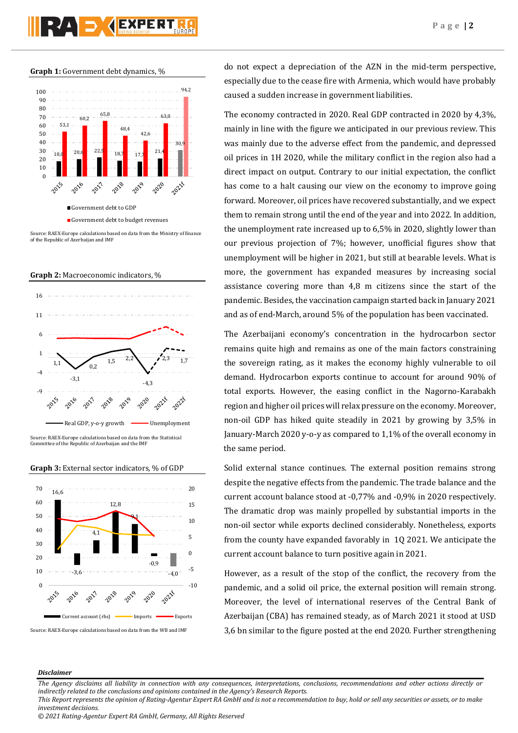**Graph 1:** Government debt dynamics, %

Source: RAEX-Europe calculations based on data from the Ministry of finance of the Republic of Azerbaijan and IMF

**Graph 2:** Macroeconomic indicators, %

Source: RAEX-Europe calculations based on data from the Statistical Committee of the Republic of Azerbaijan and the IMF

**Graph 3:** External sector indicators, % of GDP

Source: RAEX-Europe calculations based on data from the WB and IMF

do not expect a depreciation of the AZN in the mid-term perspective, especially due to the cease fire with Armenia, which would have probably caused a sudden increase in government liabilities.

The economy contracted in 2020. Real GDP contracted in 2020 by 4,3%, mainly in line with the figure we anticipated in our previous review. This was mainly due to the adverse effect from the pandemic, and depressed oil prices in 1H 2020, while the military conflict in the region also had a direct impact on output. Contrary to our initial expectation, the conflict has come to a halt causing our view on the economy to improve going forward. Moreover, oil prices have recovered substantially, and we expect them to remain strong until the end of the year and into 2022. In addition, the unemployment rate increased up to 6,5% in 2020, slightly lower than our previous projection of 7%; however, unofficial figures show that unemployment will be higher in 2021, but still at bearable levels. What is more, the government has expanded measures by increasing social assistance covering more than 4,8 m citizens since the start of the pandemic. Besides, the vaccination campaign started back in January 2021 and as of end-March, around 5% of the population has been vaccinated.

The Azerbaijani economy's concentration in the hydrocarbon sector remains quite high and remains as one of the main factors constraining the sovereign rating, as it makes the economy highly vulnerable to oil demand. Hydrocarbon exports continue to account for around 90% of total exports. However, the easing conflict in the Nagorno-Karabakh region and higher oil prices will relax pressure on the economy. Moreover, non-oil GDP has hiked quite steadily in 2021 by growing by 3,5% in January-March 2020 y-o-y as compared to 1,1% of the overall economy in the same period.

Solid external stance continues. The external position remains strong despite the negative effects from the pandemic. The trade balance and the current account balance stood at -0,77% and -0,9% in 2020 respectively. The dramatic drop was mainly propelled by substantial imports in the non-oil sector while exports declined considerably. Nonetheless, exports from the county have expanded favorably in 1Q 2021. We anticipate the current account balance to turn positive again in 2021.

However, as a result of the stop of the conflict, the recovery from the pandemic, and a solid oil price, the external position will remain strong. Moreover, the level of international reserves of the Central Bank of Azerbaijan (CBA) has remained steady, as of March 2021 it stood at USD 3,6 bn similar to the figure posted at the end 2020. Further strengthening

***Disclaimer***

*The Agency disclaims all liability in connection with any consequences, interpretations, conclusions, recommendations and other actions directly or indirectly related to the conclusions and opinions contained in the Agency's Research Reports.*
*This Report represents the opinion of Rating-Agentur Expert RA GmbH and is not a recommendation to buy, hold or sell any securities or assets, or to make investment decisions.*
*© 2021 Rating-Agentur Expert RA GmbH, Germany, All Rights Reserved*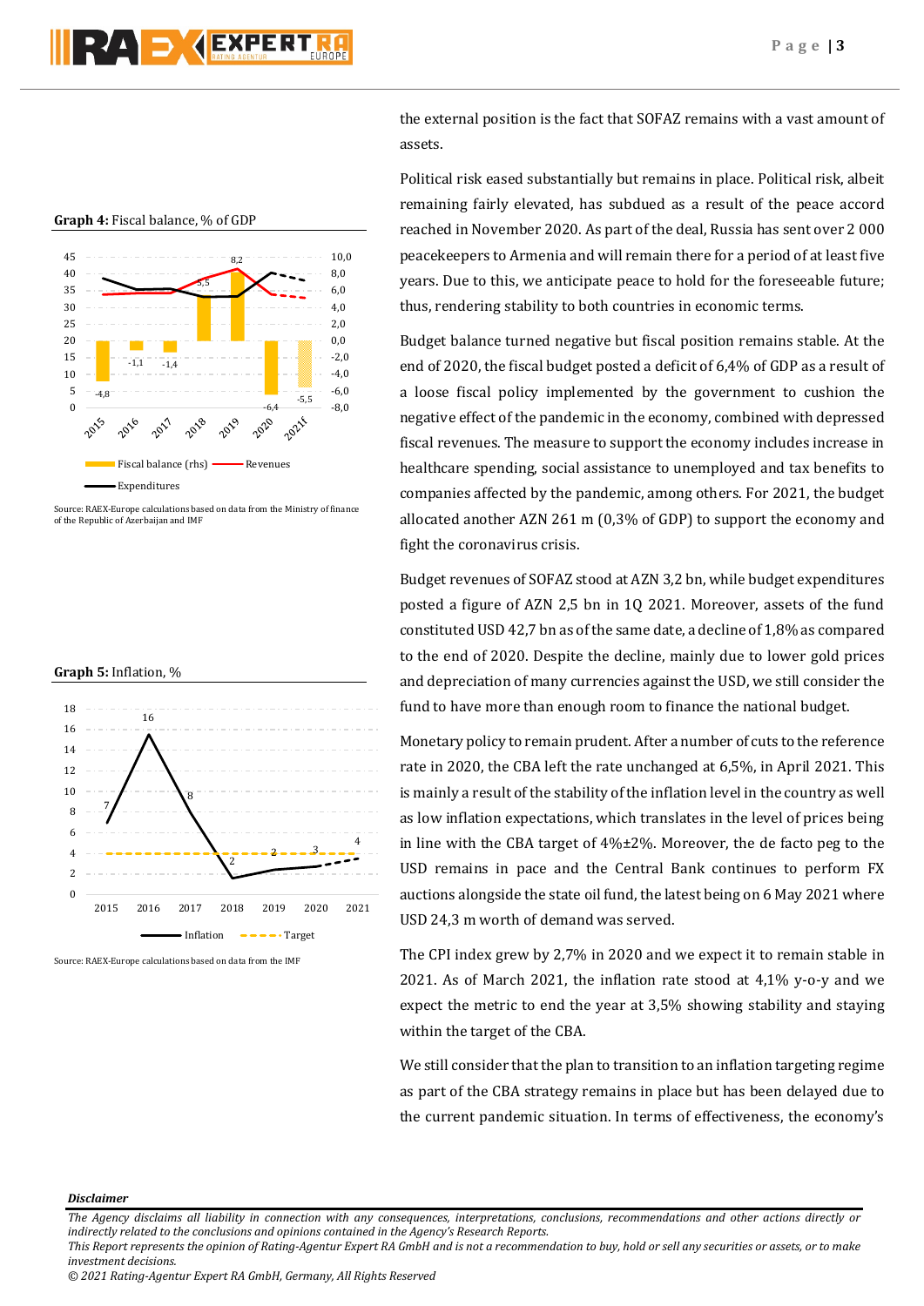**Graph 4:** Fiscal balance, % of GDP

Source: RAEX-Europe calculations based on data from the Ministry of finance of the Republic of Azerbaijan and IMF

**Graph 5:** Inflation, %

Source: RAEX-Europe calculations based on data from the IMF

the external position is the fact that SOFAZ remains with a vast amount of assets.

Political risk eased substantially but remains in place. Political risk, albeit remaining fairly elevated, has subdued as a result of the peace accord reached in November 2020. As part of the deal, Russia has sent over 2 000 peacekeepers to Armenia and will remain there for a period of at least five years. Due to this, we anticipate peace to hold for the foreseeable future; thus, rendering stability to both countries in economic terms.

Budget balance turned negative but fiscal position remains stable. At the end of 2020, the fiscal budget posted a deficit of 6,4% of GDP as a result of a loose fiscal policy implemented by the government to cushion the negative effect of the pandemic in the economy, combined with depressed fiscal revenues. The measure to support the economy includes increase in healthcare spending, social assistance to unemployed and tax benefits to companies affected by the pandemic, among others. For 2021, the budget allocated another AZN 261 m (0,3% of GDP) to support the economy and fight the coronavirus crisis.

Budget revenues of SOFAZ stood at AZN 3,2 bn, while budget expenditures posted a figure of AZN 2,5 bn in 1Q 2021. Moreover, assets of the fund constituted USD 42,7 bn as of the same date, a decline of 1,8% as compared to the end of 2020. Despite the decline, mainly due to lower gold prices and depreciation of many currencies against the USD, we still consider the fund to have more than enough room to finance the national budget.

Monetary policy to remain prudent. After a number of cuts to the reference rate in 2020, the CBA left the rate unchanged at 6,5%, in April 2021. This is mainly a result of the stability of the inflation level in the country as well as low inflation expectations, which translates in the level of prices being in line with the CBA target of 4%±2%. Moreover, the de facto peg to the USD remains in pace and the Central Bank continues to perform FX auctions alongside the state oil fund, the latest being on 6 May 2021 where USD 24,3 m worth of demand was served.

The CPI index grew by 2,7% in 2020 and we expect it to remain stable in 2021. As of March 2021, the inflation rate stood at 4,1% y-o-y and we expect the metric to end the year at 3,5% showing stability and staying within the target of the CBA.

We still consider that the plan to transition to an inflation targeting regime as part of the CBA strategy remains in place but has been delayed due to the current pandemic situation. In terms of effectiveness, the economy's

***Disclaimer***

*The Agency disclaims all liability in connection with any consequences, interpretations, conclusions, recommendations and other actions directly or indirectly related to the conclusions and opinions contained in the Agency's Research Reports.*
*This Report represents the opinion of Rating-Agentur Expert RA GmbH and is not a recommendation to buy, hold or sell any securities or assets, or to make investment decisions.*
*© 2021 Rating-Agentur Expert RA GmbH, Germany, All Rights Reserved*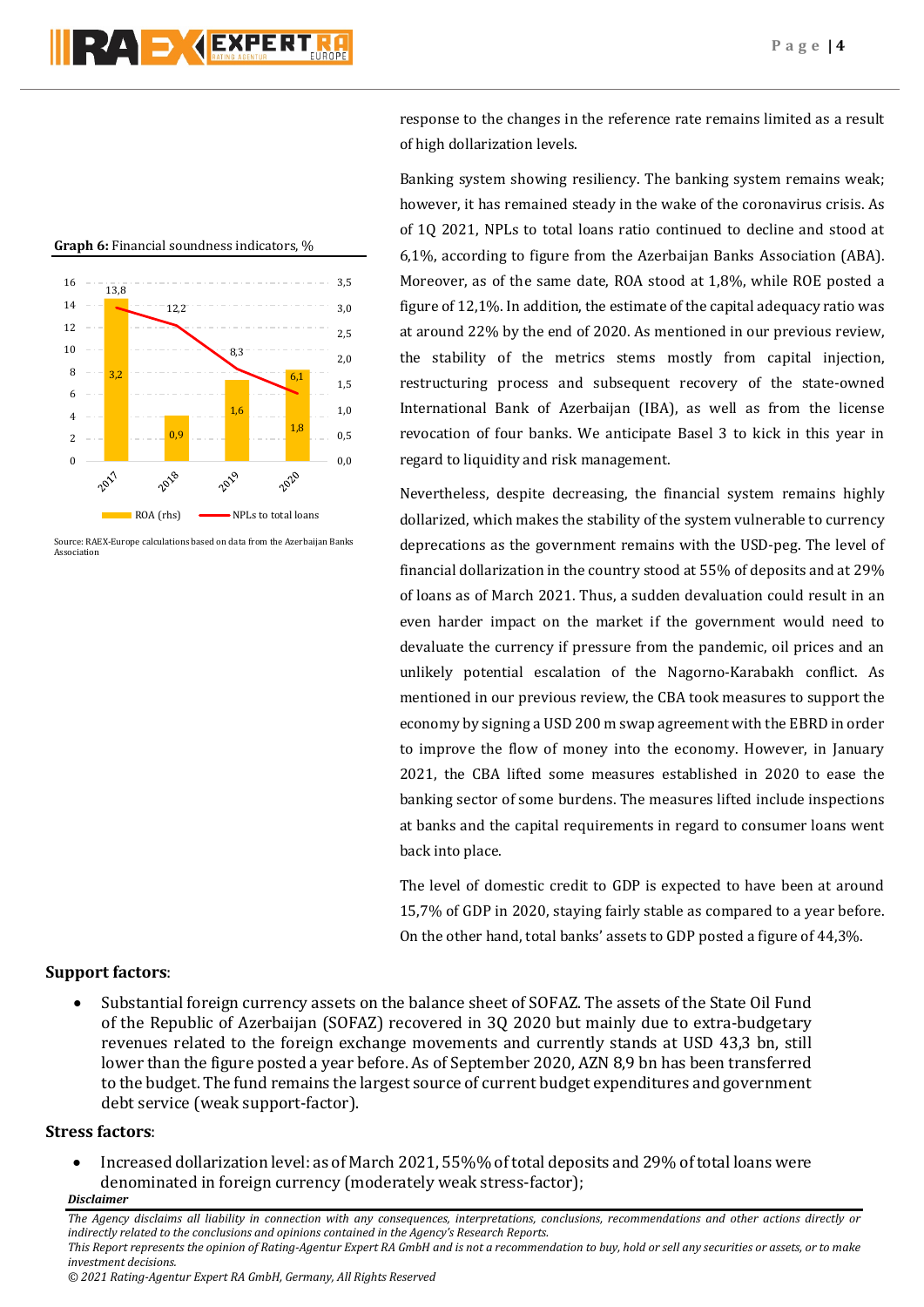response to the changes in the reference rate remains limited as a result of high dollarization levels.

**Graph 6:** Financial soundness indicators, %

| | ROA (rhs) | NPLs to total loans |
|---|---|---|
| 2017 | 3,2 | 13,8 |
| 2018 | 0,9 | 12,2 |
| 2019 | 1,6 | 8,3 |
| 2020 | 1,8 | 6,1 |

Source: RAEX-Europe calculations based on data from the Azerbaijan Banks Association

Banking system showing resiliency. The banking system remains weak; however, it has remained steady in the wake of the coronavirus crisis. As of 1Q 2021, NPLs to total loans ratio continued to decline and stood at 6,1%, according to figure from the Azerbaijan Banks Association (ABA). Moreover, as of the same date, ROA stood at 1,8%, while ROE posted a figure of 12,1%. In addition, the estimate of the capital adequacy ratio was at around 22% by the end of 2020. As mentioned in our previous review, the stability of the metrics stems mostly from capital injection, restructuring process and subsequent recovery of the state-owned International Bank of Azerbaijan (IBA), as well as from the license revocation of four banks. We anticipate Basel 3 to kick in this year in regard to liquidity and risk management.

Nevertheless, despite decreasing, the financial system remains highly dollarized, which makes the stability of the system vulnerable to currency deprecations as the government remains with the USD-peg. The level of financial dollarization in the country stood at 55% of deposits and at 29% of loans as of March 2021. Thus, a sudden devaluation could result in an even harder impact on the market if the government would need to devaluate the currency if pressure from the pandemic, oil prices and an unlikely potential escalation of the Nagorno-Karabakh conflict. As mentioned in our previous review, the CBA took measures to support the economy by signing a USD 200 m swap agreement with the EBRD in order to improve the flow of money into the economy. However, in January 2021, the CBA lifted some measures established in 2020 to ease the banking sector of some burdens. The measures lifted include inspections at banks and the capital requirements in regard to consumer loans went back into place.

The level of domestic credit to GDP is expected to have been at around 15,7% of GDP in 2020, staying fairly stable as compared to a year before. On the other hand, total banks' assets to GDP posted a figure of 44,3%.

**Support factors**:

- Substantial foreign currency assets on the balance sheet of SOFAZ. The assets of the State Oil Fund of the Republic of Azerbaijan (SOFAZ) recovered in 3Q 2020 but mainly due to extra-budgetary revenues related to the foreign exchange movements and currently stands at USD 43,3 bn, still lower than the figure posted a year before. As of September 2020, AZN 8,9 bn has been transferred to the budget. The fund remains the largest source of current budget expenditures and government debt service (weak support-factor).

**Stress factors**:

- Increased dollarization level: as of March 2021, 55%% of total deposits and 29% of total loans were denominated in foreign currency (moderately weak stress-factor);

***Disclaimer***

*The Agency disclaims all liability in connection with any consequences, interpretations, conclusions, recommendations and other actions directly or indirectly related to the conclusions and opinions contained in the Agency's Research Reports.*

*This Report represents the opinion of Rating-Agentur Expert RA GmbH and is not a recommendation to buy, hold or sell any securities or assets, or to make investment decisions.*

*© 2021 Rating-Agentur Expert RA GmbH, Germany, All Rights Reserved*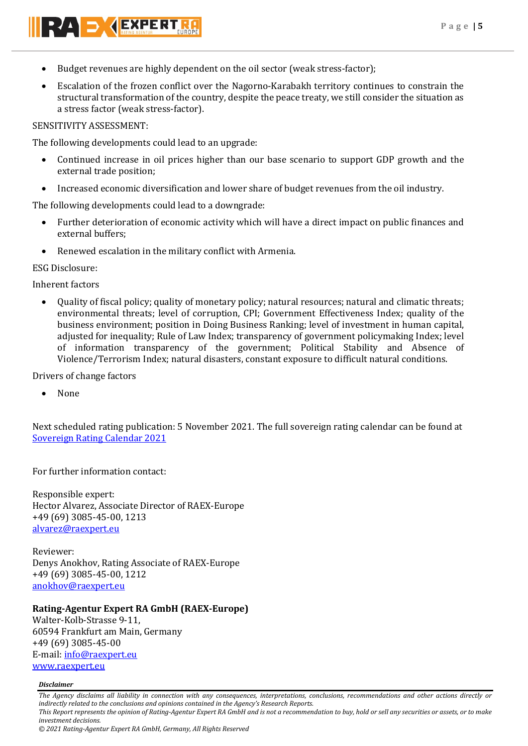- Budget revenues are highly dependent on the oil sector (weak stress-factor);
- Escalation of the frozen conflict over the Nagorno-Karabakh territory continues to constrain the structural transformation of the country, despite the peace treaty, we still consider the situation as a stress factor (weak stress-factor).

SENSITIVITY ASSESSMENT:

The following developments could lead to an upgrade:

- Continued increase in oil prices higher than our base scenario to support GDP growth and the external trade position;
- Increased economic diversification and lower share of budget revenues from the oil industry.

The following developments could lead to a downgrade:

- Further deterioration of economic activity which will have a direct impact on public finances and external buffers;
- Renewed escalation in the military conflict with Armenia.

ESG Disclosure:

Inherent factors

- Quality of fiscal policy; quality of monetary policy; natural resources; natural and climatic threats; environmental threats; level of corruption, CPI; Government Effectiveness Index; quality of the business environment; position in Doing Business Ranking; level of investment in human capital, adjusted for inequality; Rule of Law Index; transparency of government policymaking Index; level of information transparency of the government; Political Stability and Absence of Violence/Terrorism Index; natural disasters, constant exposure to difficult natural conditions.

Drivers of change factors

- None

Next scheduled rating publication: 5 November 2021. The full sovereign rating calendar can be found at [Sovereign Rating Calendar 2021]

For further information contact:

Responsible expert:
Hector Alvarez, Associate Director of RAEX-Europe
+49 (69) 3085-45-00, 1213
alvarez@raexpert.eu

Reviewer:
Denys Anokhov, Rating Associate of RAEX-Europe
+49 (69) 3085-45-00, 1212
anokhov@raexpert.eu

**Rating-Agentur Expert RA GmbH (RAEX-Europe)**
Walter-Kolb-Strasse 9-11,
60594 Frankfurt am Main, Germany
+49 (69) 3085-45-00
E-mail: info@raexpert.eu
www.raexpert.eu

***Disclaimer***

*The Agency disclaims all liability in connection with any consequences, interpretations, conclusions, recommendations and other actions directly or indirectly related to the conclusions and opinions contained in the Agency's Research Reports.*
*This Report represents the opinion of Rating-Agentur Expert RA GmbH and is not a recommendation to buy, hold or sell any securities or assets, or to make investment decisions.*
*© 2021 Rating-Agentur Expert RA GmbH, Germany, All Rights Reserved*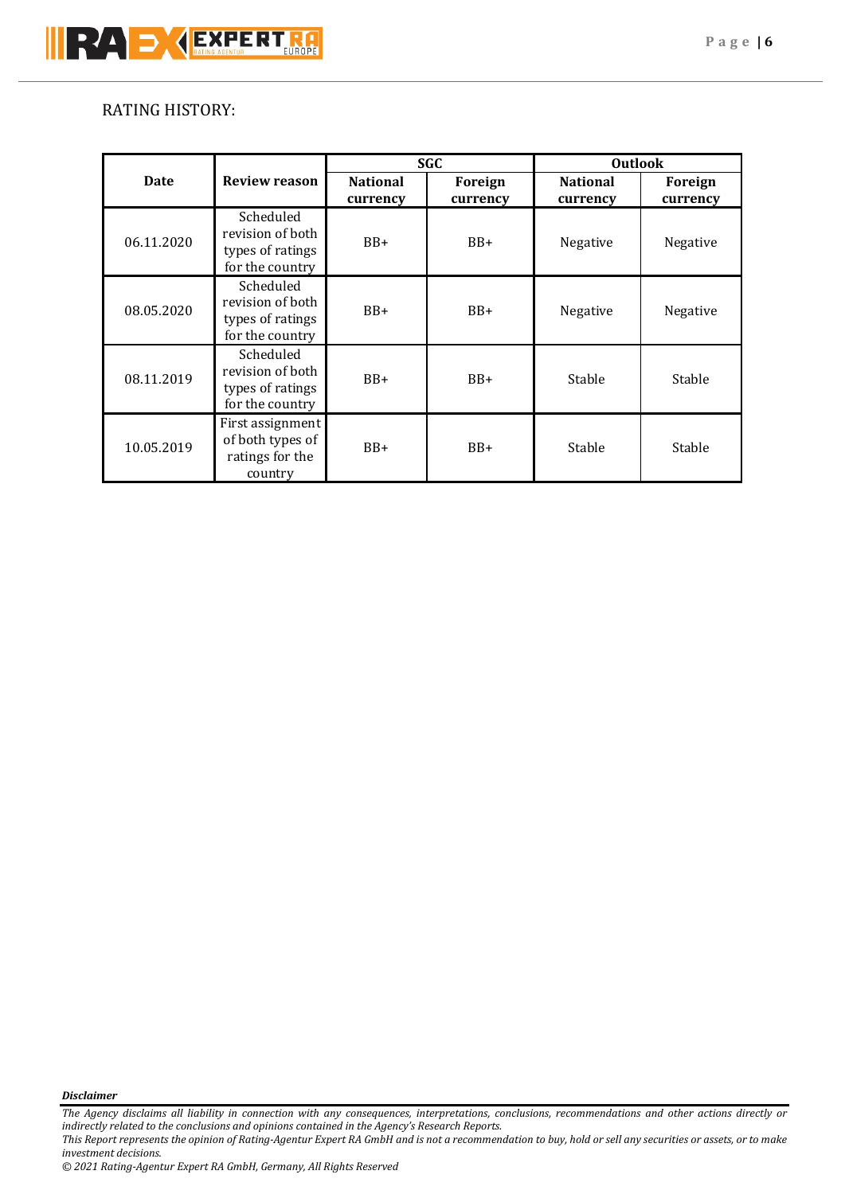RATING HISTORY:

| Date | Review reason | SGC | | Outlook | |
|---|---|---|---|---|---|
| | | **National currency** | **Foreign currency** | **National currency** | **Foreign currency** |
| 06.11.2020 | Scheduled revision of both types of ratings for the country | BB+ | BB+ | Negative | Negative |
| 08.05.2020 | Scheduled revision of both types of ratings for the country | BB+ | BB+ | Negative | Negative |
| 08.11.2019 | Scheduled revision of both types of ratings for the country | BB+ | BB+ | Stable | Stable |
| 10.05.2019 | First assignment of both types of ratings for the country | BB+ | BB+ | Stable | Stable |

***Disclaimer***

*The Agency disclaims all liability in connection with any consequences, interpretations, conclusions, recommendations and other actions directly or indirectly related to the conclusions and opinions contained in the Agency's Research Reports.*
*This Report represents the opinion of Rating-Agentur Expert RA GmbH and is not a recommendation to buy, hold or sell any securities or assets, or to make investment decisions.*
*© 2021 Rating-Agentur Expert RA GmbH, Germany, All Rights Reserved*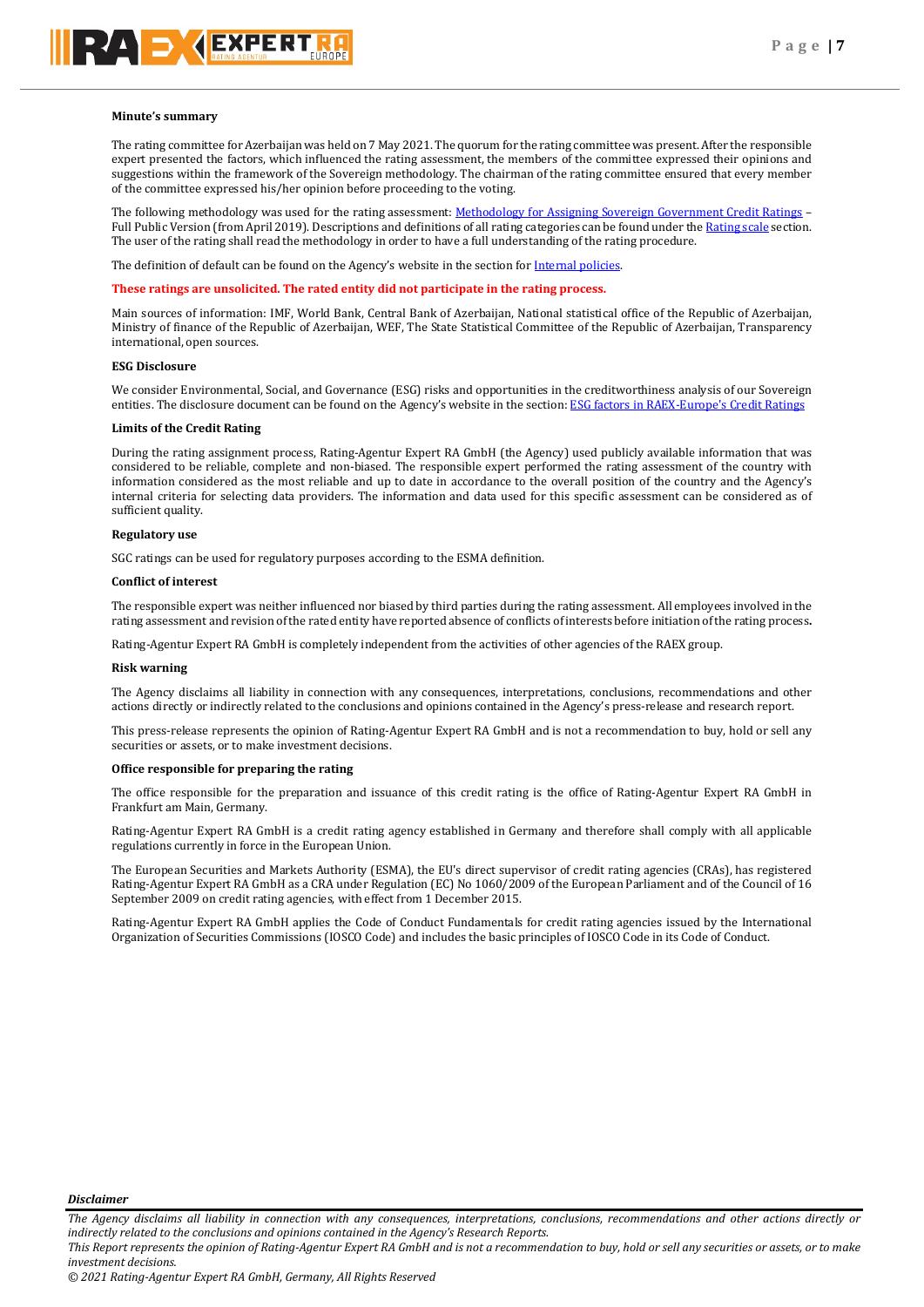**Minute's summary**

The rating committee for Azerbaijan was held on 7 May 2021. The quorum for the rating committee was present. After the responsible expert presented the factors, which influenced the rating assessment, the members of the committee expressed their opinions and suggestions within the framework of the Sovereign methodology. The chairman of the rating committee ensured that every member of the committee expressed his/her opinion before proceeding to the voting.

The following methodology was used for the rating assessment: Methodology for Assigning Sovereign Government Credit Ratings – Full Public Version (from April 2019). Descriptions and definitions of all rating categories can be found under the Rating scale section. The user of the rating shall read the methodology in order to have a full understanding of the rating procedure.

The definition of default can be found on the Agency's website in the section for Internal policies.

**These ratings are unsolicited. The rated entity did not participate in the rating process.**

Main sources of information: IMF, World Bank, Central Bank of Azerbaijan, National statistical office of the Republic of Azerbaijan, Ministry of finance of the Republic of Azerbaijan, WEF, The State Statistical Committee of the Republic of Azerbaijan, Transparency international, open sources.

**ESG Disclosure**

We consider Environmental, Social, and Governance (ESG) risks and opportunities in the creditworthiness analysis of our Sovereign entities. The disclosure document can be found on the Agency's website in the section: ESG factors in RAEX-Europe's Credit Ratings

**Limits of the Credit Rating**

During the rating assignment process, Rating-Agentur Expert RA GmbH (the Agency) used publicly available information that was considered to be reliable, complete and non-biased. The responsible expert performed the rating assessment of the country with information considered as the most reliable and up to date in accordance to the overall position of the country and the Agency's internal criteria for selecting data providers. The information and data used for this specific assessment can be considered as of sufficient quality.

**Regulatory use**

SGC ratings can be used for regulatory purposes according to the ESMA definition.

**Conflict of interest**

The responsible expert was neither influenced nor biased by third parties during the rating assessment. All employees involved in the rating assessment and revision of the rated entity have reported absence of conflicts of interests before initiation of the rating process.

Rating-Agentur Expert RA GmbH is completely independent from the activities of other agencies of the RAEX group.

**Risk warning**

The Agency disclaims all liability in connection with any consequences, interpretations, conclusions, recommendations and other actions directly or indirectly related to the conclusions and opinions contained in the Agency's press-release and research report.

This press-release represents the opinion of Rating-Agentur Expert RA GmbH and is not a recommendation to buy, hold or sell any securities or assets, or to make investment decisions.

**Office responsible for preparing the rating**

The office responsible for the preparation and issuance of this credit rating is the office of Rating-Agentur Expert RA GmbH in Frankfurt am Main, Germany.

Rating-Agentur Expert RA GmbH is a credit rating agency established in Germany and therefore shall comply with all applicable regulations currently in force in the European Union.

The European Securities and Markets Authority (ESMA), the EU's direct supervisor of credit rating agencies (CRAs), has registered Rating-Agentur Expert RA GmbH as a CRA under Regulation (EC) No 1060/2009 of the European Parliament and of the Council of 16 September 2009 on credit rating agencies, with effect from 1 December 2015.

Rating-Agentur Expert RA GmbH applies the Code of Conduct Fundamentals for credit rating agencies issued by the International Organization of Securities Commissions (IOSCO Code) and includes the basic principles of IOSCO Code in its Code of Conduct.